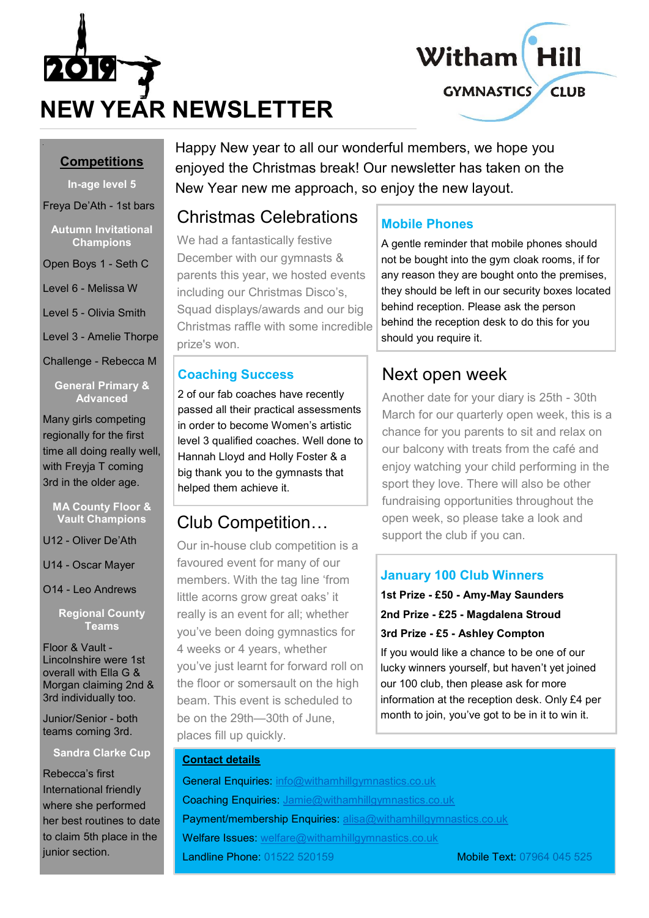2019

# NEW YEAR NEWSLETTER

Witham Hill GYMNASTICS CLUB

Happy New year to all our wonderful members, we hope you enjoyed the Christmas break! Our newsletter has taken on the New Year new me approach, so enjoy the new layout.

## Competitions

**In-age level 5**

Freya De'Ath - 1st bars

**Autumn Invitational Champions**

Open Boys 1 - Seth C

Level 6 - Melissa W

Level 5 - Olivia Smith

Level 3 - Amelie Thorpe

Challenge - Rebecca M

**General Primary & Advanced**

Many girls competing regionally for the first time all doing really well, with Freyja T coming 3rd in the older age.

**MA County Floor & Vault Champions**

U12 - Oliver De'Ath

U14 - Oscar Mayer

O14 - Leo Andrews

**Regional County Teams**

Floor & Vault - Lincolnshire were 1st overall with Ella G & Morgan claiming 2nd & 3rd individually too.

Junior/Senior - both teams coming 3rd.

**Sandra Clarke Cup**

Rebecca's first International friendly where she performed her best routines to date to claim 5th place in the junior section.

## Christmas Celebrations

We had a fantastically festive December with our gymnasts & parents this year, we hosted events including our Christmas Disco's, Squad displays/awards and our big Christmas raffle with some incredible prize's won.

## Mobile Phones

A gentle reminder that mobile phones should not be bought into the gym cloak rooms, if for any reason they are bought onto the premises, they should be left in our security boxes located behind reception. Please ask the person behind the reception desk to do this for you should you require it.

## Coaching Success

2 of our fab coaches have recently passed all their practical assessments in order to become Women's artistic level 3 qualified coaches. Well done to Hannah Lloyd and Holly Foster & a big thank you to the gymnasts that helped them achieve it.

## Next open week

Another date for your diary is 25th - 30th March for our quarterly open week, this is a chance for you parents to sit and relax on our balcony with treats from the café and enjoy watching your child performing in the sport they love. There will also be other fundraising opportunities throughout the open week, so please take a look and support the club if you can.

## Club Competition…

Our in-house club competition is a favoured event for many of our members. With the tag line 'from little acorns grow great oaks' it really is an event for all; whether you've been doing gymnastics for 4 weeks or 4 years, whether you've just learnt for forward roll on the floor or somersault on the high beam. This event is scheduled to be on the 29th—30th of June, places fill up quickly.

## January 100 Club Winners

**1st Prize - £50 - Amy-May Saunders**

**2nd Prize - £25 - Magdalena Stroud**

**3rd Prize - £5 - Ashley Compton**

If you would like a chance to be one of our lucky winners yourself, but haven't yet joined our 100 club, then please ask for more information at the reception desk. Only £4 per month to join, you've got to be in it to win it.

## Contact details

General Enquiries: info@withamhillgymnastics.co.uk

Coaching Enquiries: Jamie@withamhillgymnastics.co.uk

Payment/membership Enquiries: alisa@withamhillgymnastics.co.uk

Welfare Issues: welfare@withamhillgymnastics.co.uk

Landline Phone: 01522 520159

Mobile Text: 07964 045 525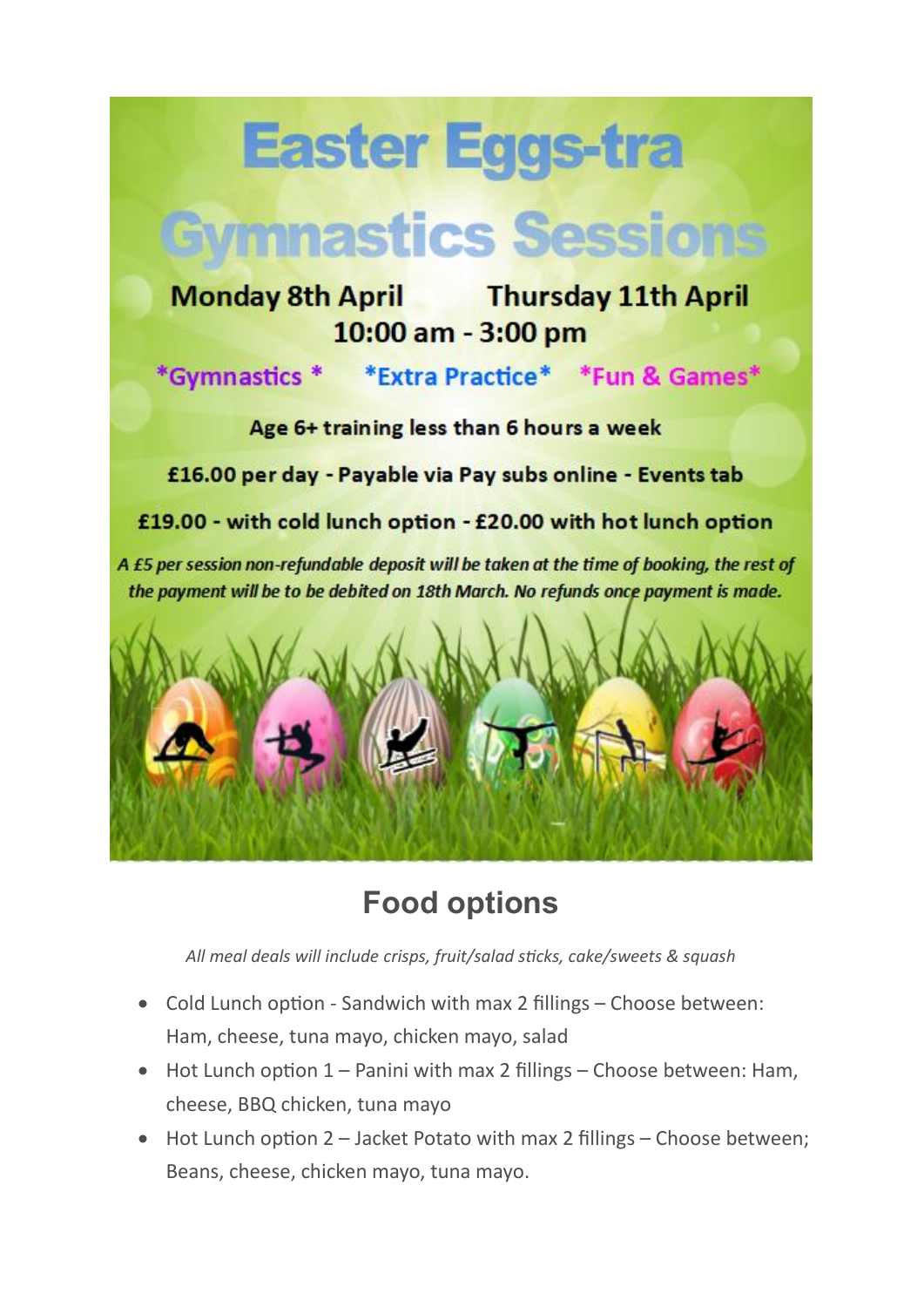# Easter Eggs-tra Gymnastics Sessions

**Monday 8th April** **Thursday 11th April**

**10:00 am - 3:00 pm**

*Gymnastics * *Extra Practice* *Fun & Games*

**Age 6+ training less than 6 hours a week**

**£16.00 per day - Payable via Pay subs online - Events tab**

**£19.00 - with cold lunch option - £20.00 with hot lunch option**

***A £5 per session non-refundable deposit will be taken at the time of booking, the rest of the payment will be to be debited on 18th March. No refunds once payment is made.***

## Food options

*All meal deals will include crisps, fruit/salad sticks, cake/sweets & squash*

- Cold Lunch option - Sandwich with max 2 fillings – Choose between: Ham, cheese, tuna mayo, chicken mayo, salad
- Hot Lunch option 1 – Panini with max 2 fillings – Choose between: Ham, cheese, BBQ chicken, tuna mayo
- Hot Lunch option 2 – Jacket Potato with max 2 fillings – Choose between; Beans, cheese, chicken mayo, tuna mayo.